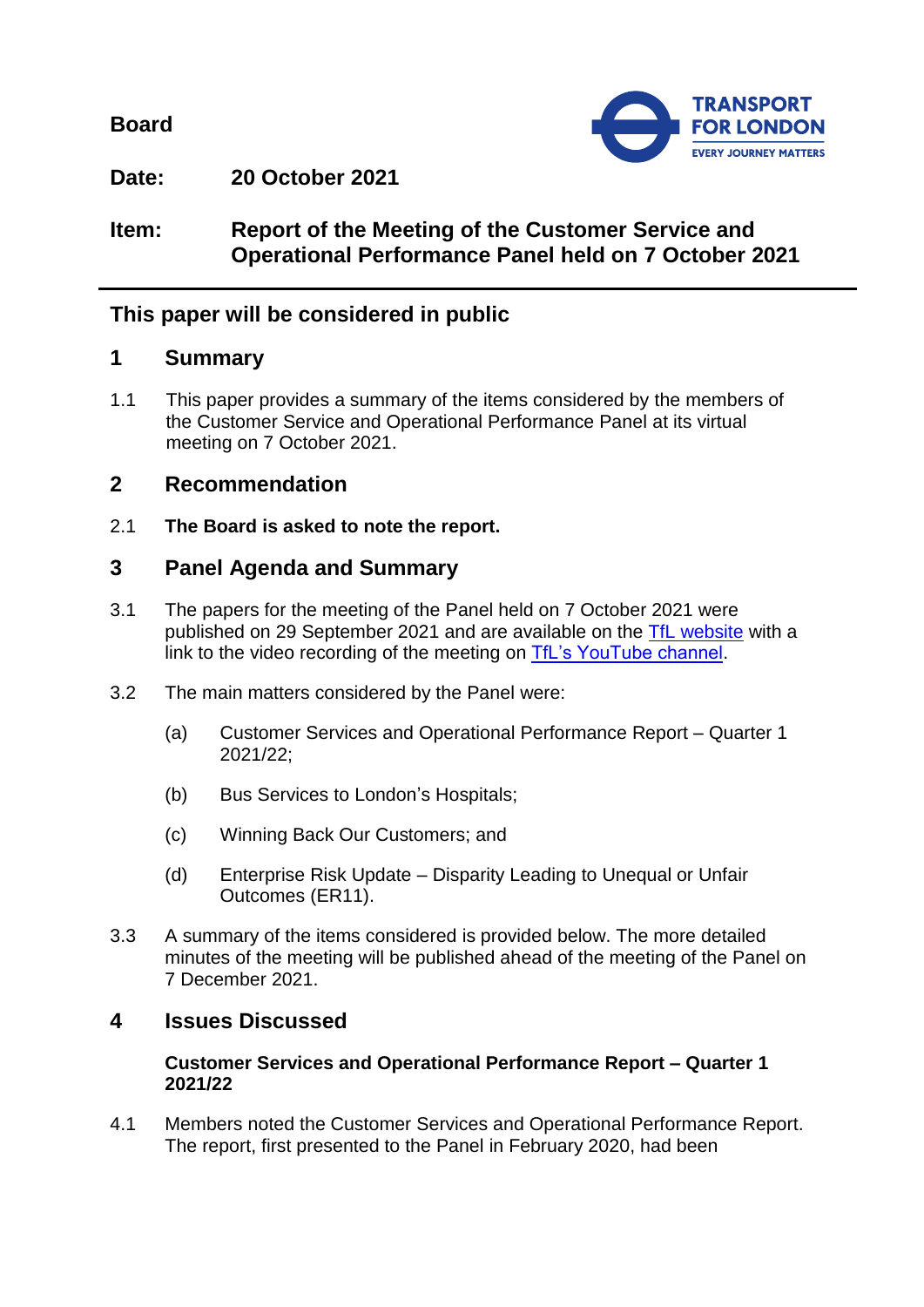**Board**

**Date: 20 October 2021**

**Item: Report of the Meeting of the Customer Service and Operational Performance Panel held on 7 October 2021**

## This paper will be considered in public

## 1 Summary

1.1 This paper provides a summary of the items considered by the members of the Customer Service and Operational Performance Panel at its virtual meeting on 7 October 2021.

## 2 Recommendation

2.1 **The Board is asked to note the report.**

## 3 Panel Agenda and Summary

3.1 The papers for the meeting of the Panel held on 7 October 2021 were published on 29 September 2021 and are available on the TfL website with a link to the video recording of the meeting on TfL's YouTube channel.

3.2 The main matters considered by the Panel were:

(a) Customer Services and Operational Performance Report – Quarter 1 2021/22;

(b) Bus Services to London's Hospitals;

(c) Winning Back Our Customers; and

(d) Enterprise Risk Update – Disparity Leading to Unequal or Unfair Outcomes (ER11).

3.3 A summary of the items considered is provided below. The more detailed minutes of the meeting will be published ahead of the meeting of the Panel on 7 December 2021.

## 4 Issues Discussed

**Customer Services and Operational Performance Report – Quarter 1 2021/22**

4.1 Members noted the Customer Services and Operational Performance Report. The report, first presented to the Panel in February 2020, had been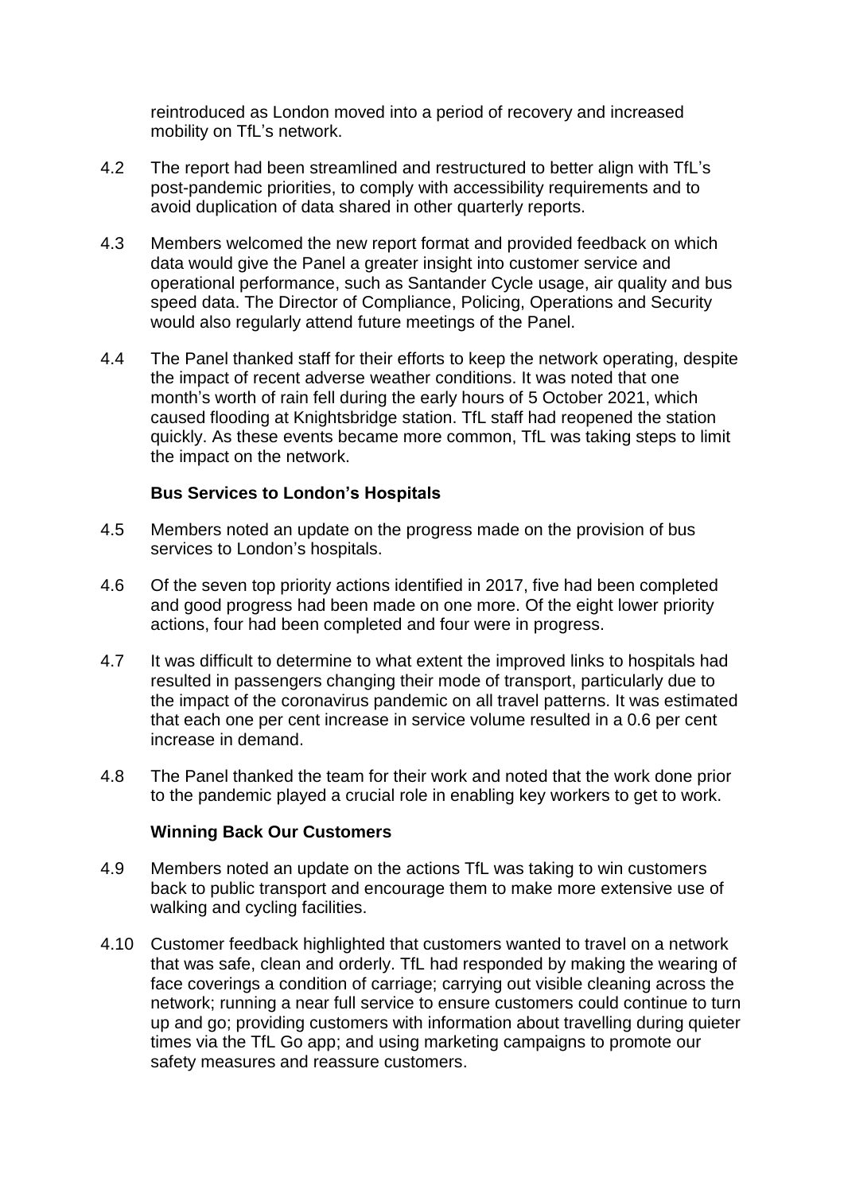reintroduced as London moved into a period of recovery and increased mobility on TfL's network.

4.2 The report had been streamlined and restructured to better align with TfL's post-pandemic priorities, to comply with accessibility requirements and to avoid duplication of data shared in other quarterly reports.

4.3 Members welcomed the new report format and provided feedback on which data would give the Panel a greater insight into customer service and operational performance, such as Santander Cycle usage, air quality and bus speed data. The Director of Compliance, Policing, Operations and Security would also regularly attend future meetings of the Panel.

4.4 The Panel thanked staff for their efforts to keep the network operating, despite the impact of recent adverse weather conditions. It was noted that one month's worth of rain fell during the early hours of 5 October 2021, which caused flooding at Knightsbridge station. TfL staff had reopened the station quickly. As these events became more common, TfL was taking steps to limit the impact on the network.

**Bus Services to London's Hospitals**

4.5 Members noted an update on the progress made on the provision of bus services to London's hospitals.

4.6 Of the seven top priority actions identified in 2017, five had been completed and good progress had been made on one more. Of the eight lower priority actions, four had been completed and four were in progress.

4.7 It was difficult to determine to what extent the improved links to hospitals had resulted in passengers changing their mode of transport, particularly due to the impact of the coronavirus pandemic on all travel patterns. It was estimated that each one per cent increase in service volume resulted in a 0.6 per cent increase in demand.

4.8 The Panel thanked the team for their work and noted that the work done prior to the pandemic played a crucial role in enabling key workers to get to work.

**Winning Back Our Customers**

4.9 Members noted an update on the actions TfL was taking to win customers back to public transport and encourage them to make more extensive use of walking and cycling facilities.

4.10 Customer feedback highlighted that customers wanted to travel on a network that was safe, clean and orderly. TfL had responded by making the wearing of face coverings a condition of carriage; carrying out visible cleaning across the network; running a near full service to ensure customers could continue to turn up and go; providing customers with information about travelling during quieter times via the TfL Go app; and using marketing campaigns to promote our safety measures and reassure customers.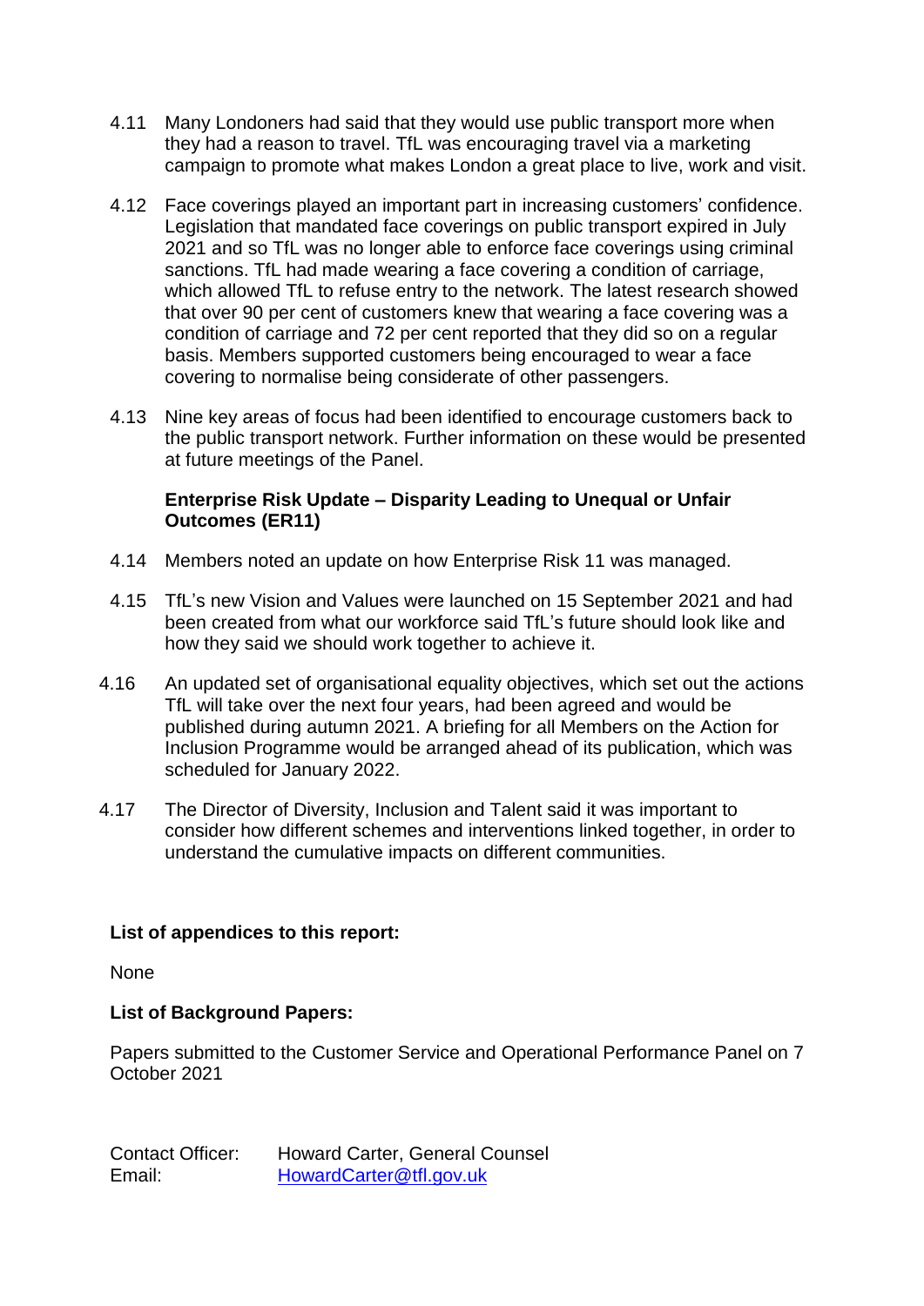4.11 Many Londoners had said that they would use public transport more when they had a reason to travel. TfL was encouraging travel via a marketing campaign to promote what makes London a great place to live, work and visit.

4.12 Face coverings played an important part in increasing customers' confidence. Legislation that mandated face coverings on public transport expired in July 2021 and so TfL was no longer able to enforce face coverings using criminal sanctions. TfL had made wearing a face covering a condition of carriage, which allowed TfL to refuse entry to the network. The latest research showed that over 90 per cent of customers knew that wearing a face covering was a condition of carriage and 72 per cent reported that they did so on a regular basis. Members supported customers being encouraged to wear a face covering to normalise being considerate of other passengers.

4.13 Nine key areas of focus had been identified to encourage customers back to the public transport network. Further information on these would be presented at future meetings of the Panel.

**Enterprise Risk Update – Disparity Leading to Unequal or Unfair Outcomes (ER11)**

4.14 Members noted an update on how Enterprise Risk 11 was managed.

4.15 TfL's new Vision and Values were launched on 15 September 2021 and had been created from what our workforce said TfL's future should look like and how they said we should work together to achieve it.

4.16 An updated set of organisational equality objectives, which set out the actions TfL will take over the next four years, had been agreed and would be published during autumn 2021. A briefing for all Members on the Action for Inclusion Programme would be arranged ahead of its publication, which was scheduled for January 2022.

4.17 The Director of Diversity, Inclusion and Talent said it was important to consider how different schemes and interventions linked together, in order to understand the cumulative impacts on different communities.

**List of appendices to this report:**

None

**List of Background Papers:**

Papers submitted to the Customer Service and Operational Performance Panel on 7 October 2021

Contact Officer: Howard Carter, General Counsel
Email: HowardCarter@tfl.gov.uk